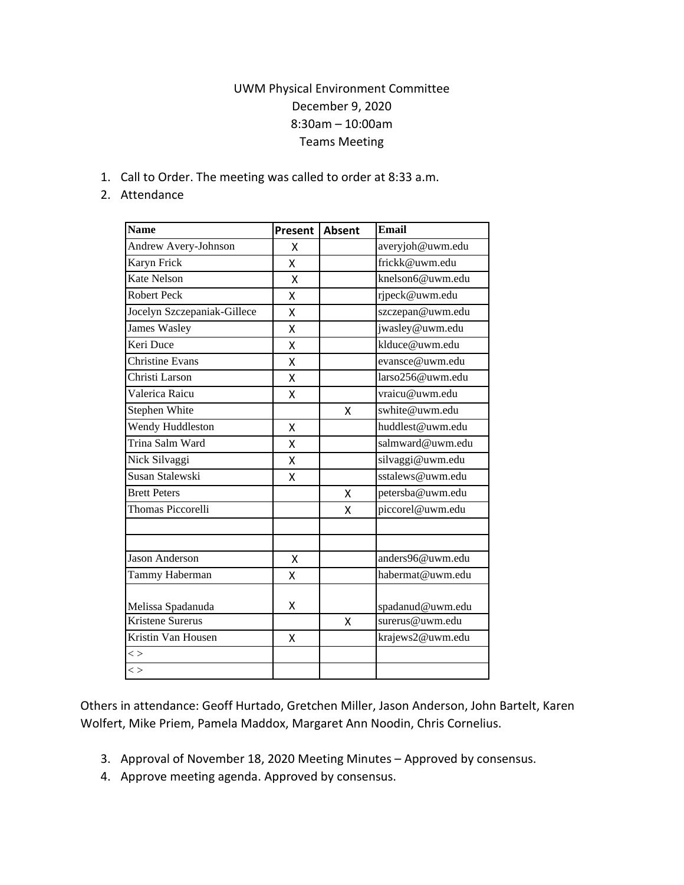UWM Physical Environment Committee
December 9, 2020
8:30am – 10:00am
Teams Meeting

1. Call to Order. The meeting was called to order at 8:33 a.m.
2. Attendance

| Name | Present | Absent | Email |
|---|---|---|---|
| Andrew Avery-Johnson | X | | averyjoh@uwm.edu |
| Karyn Frick | X | | frickk@uwm.edu |
| Kate Nelson | X | | knelson6@uwm.edu |
| Robert Peck | X | | rjpeck@uwm.edu |
| Jocelyn Szczepaniak-Gillece | X | | szczepan@uwm.edu |
| James Wasley | X | | jwasley@uwm.edu |
| Keri Duce | X | | klduce@uwm.edu |
| Christine Evans | X | | evansce@uwm.edu |
| Christi Larson | X | | larso256@uwm.edu |
| Valerica Raicu | X | | vraicu@uwm.edu |
| Stephen White | | X | swhite@uwm.edu |
| Wendy Huddleston | X | | huddlest@uwm.edu |
| Trina Salm Ward | X | | salmward@uwm.edu |
| Nick Silvaggi | X | | silvaggi@uwm.edu |
| Susan Stalewski | X | | sstalews@uwm.edu |
| Brett Peters | | X | petersba@uwm.edu |
| Thomas Piccorelli | | X | piccorel@uwm.edu |
| | | | |
| | | | |
| Jason Anderson | X | | anders96@uwm.edu |
| Tammy Haberman | X | | habermat@uwm.edu |
| Melissa Spadanuda | X | | spadanud@uwm.edu |
| Kristene Surerus | | X | surerus@uwm.edu |
| Kristin Van Housen | X | | krajews2@uwm.edu |
| < > | | | |
| < > | | | |

Others in attendance: Geoff Hurtado, Gretchen Miller, Jason Anderson, John Bartelt, Karen Wolfert, Mike Priem, Pamela Maddox, Margaret Ann Noodin, Chris Cornelius.

3. Approval of November 18, 2020 Meeting Minutes – Approved by consensus.
4. Approve meeting agenda. Approved by consensus.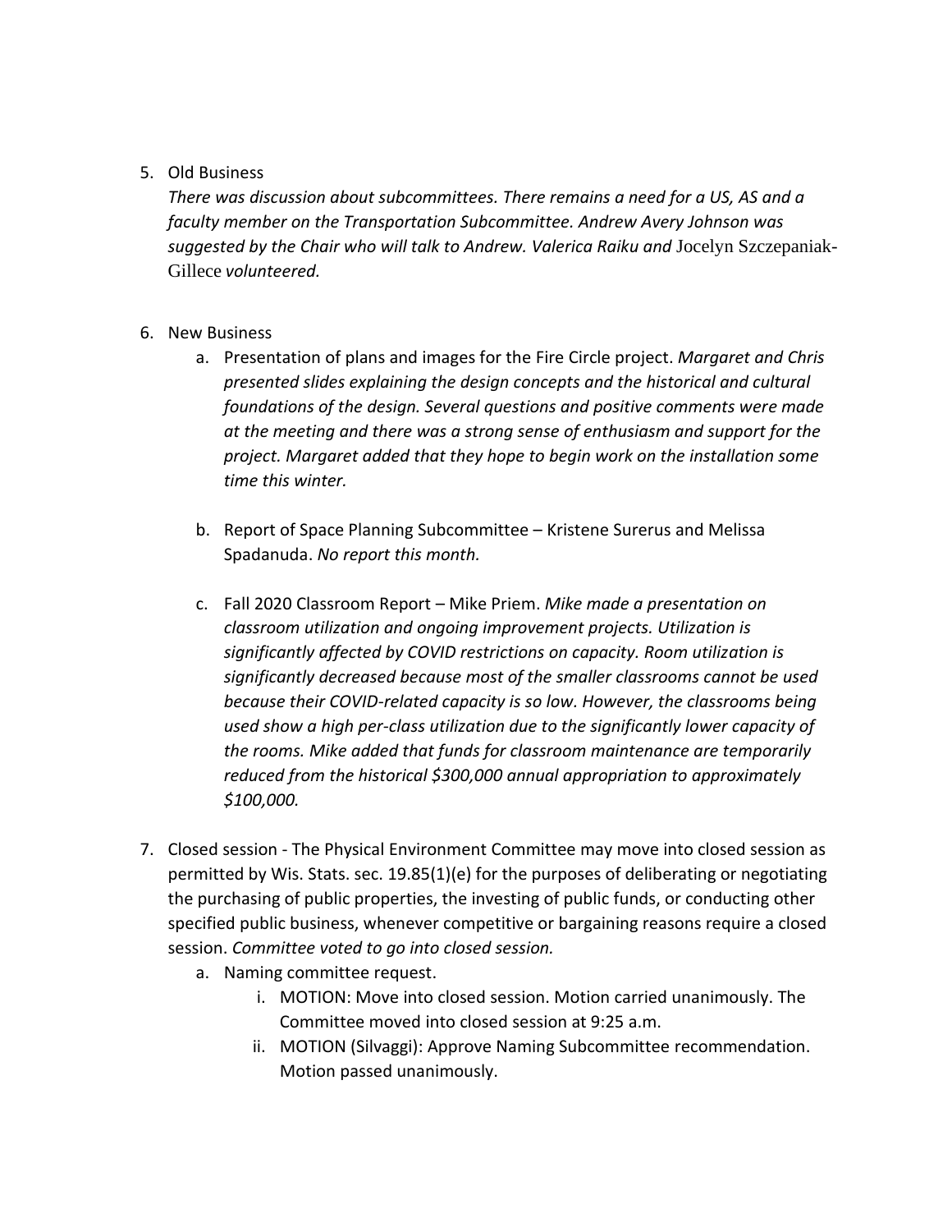5. Old Business

   *There was discussion about subcommittees. There remains a need for a US, AS and a faculty member on the Transportation Subcommittee. Andrew Avery Johnson was suggested by the Chair who will talk to Andrew. Valerica Raiku and* Jocelyn Szczepaniak-Gillece *volunteered.*

6. New Business

   a. Presentation of plans and images for the Fire Circle project. *Margaret and Chris presented slides explaining the design concepts and the historical and cultural foundations of the design. Several questions and positive comments were made at the meeting and there was a strong sense of enthusiasm and support for the project. Margaret added that they hope to begin work on the installation some time this winter.*

   b. Report of Space Planning Subcommittee – Kristene Surerus and Melissa Spadanuda. *No report this month.*

   c. Fall 2020 Classroom Report – Mike Priem. *Mike made a presentation on classroom utilization and ongoing improvement projects. Utilization is significantly affected by COVID restrictions on capacity. Room utilization is significantly decreased because most of the smaller classrooms cannot be used because their COVID-related capacity is so low. However, the classrooms being used show a high per-class utilization due to the significantly lower capacity of the rooms. Mike added that funds for classroom maintenance are temporarily reduced from the historical $300,000 annual appropriation to approximately $100,000.*

7. Closed session - The Physical Environment Committee may move into closed session as permitted by Wis. Stats. sec. 19.85(1)(e) for the purposes of deliberating or negotiating the purchasing of public properties, the investing of public funds, or conducting other specified public business, whenever competitive or bargaining reasons require a closed session. *Committee voted to go into closed session.*

   a. Naming committee request.

      i. MOTION: Move into closed session. Motion carried unanimously. The Committee moved into closed session at 9:25 a.m.

      ii. MOTION (Silvaggi): Approve Naming Subcommittee recommendation. Motion passed unanimously.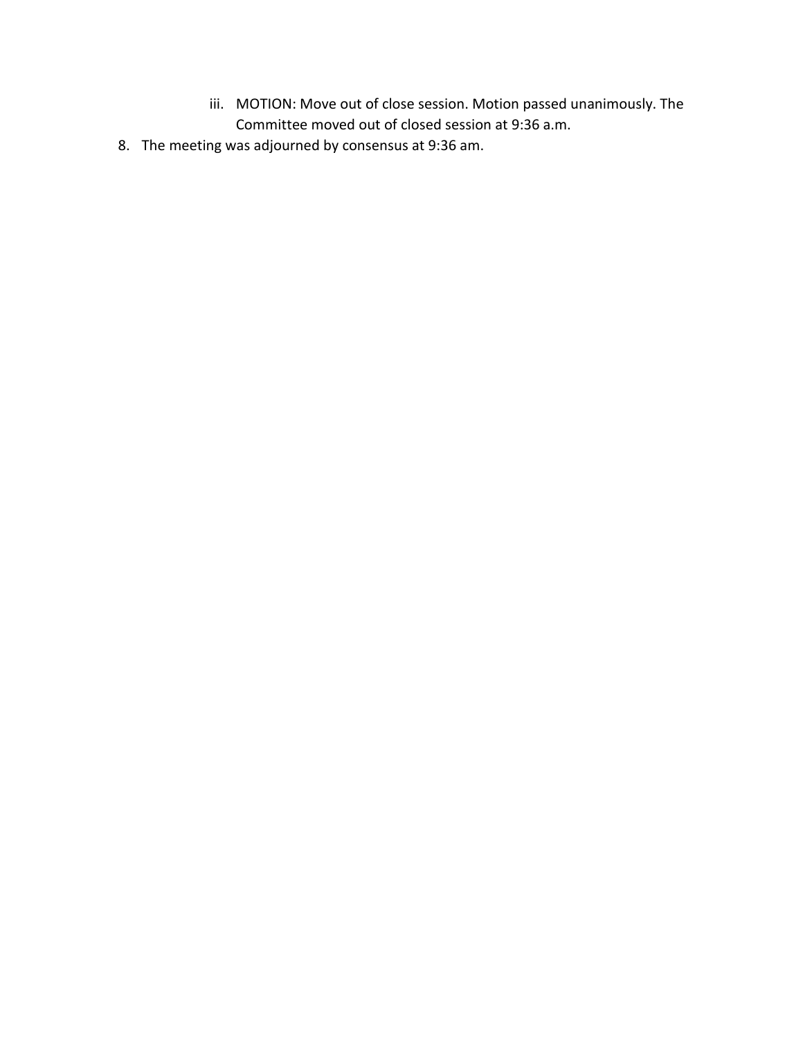iii. MOTION: Move out of close session. Motion passed unanimously. The Committee moved out of closed session at 9:36 a.m.

8. The meeting was adjourned by consensus at 9:36 am.